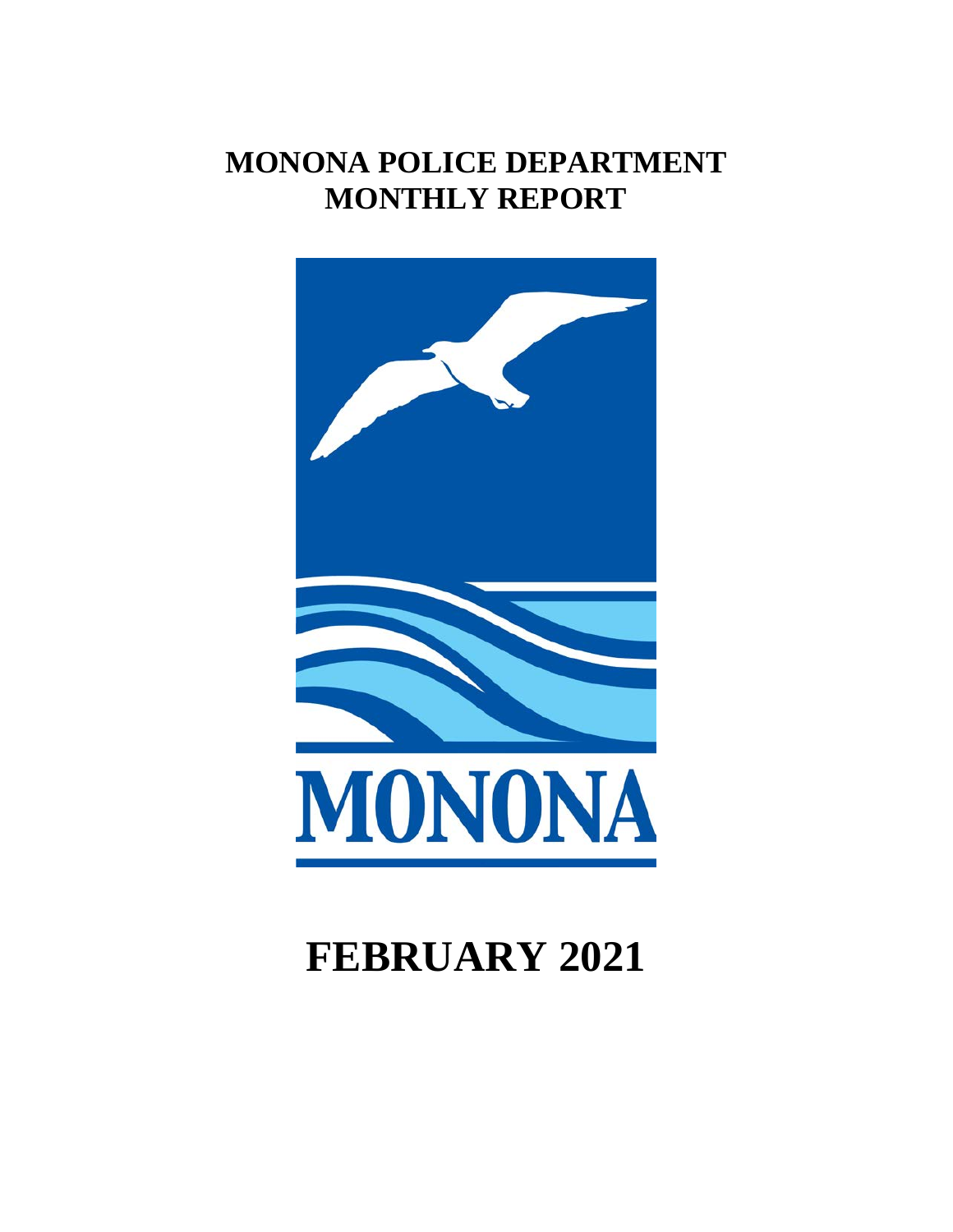# MONONA POLICE DEPARTMENT
# MONTHLY REPORT

MONONA

# FEBRUARY 2021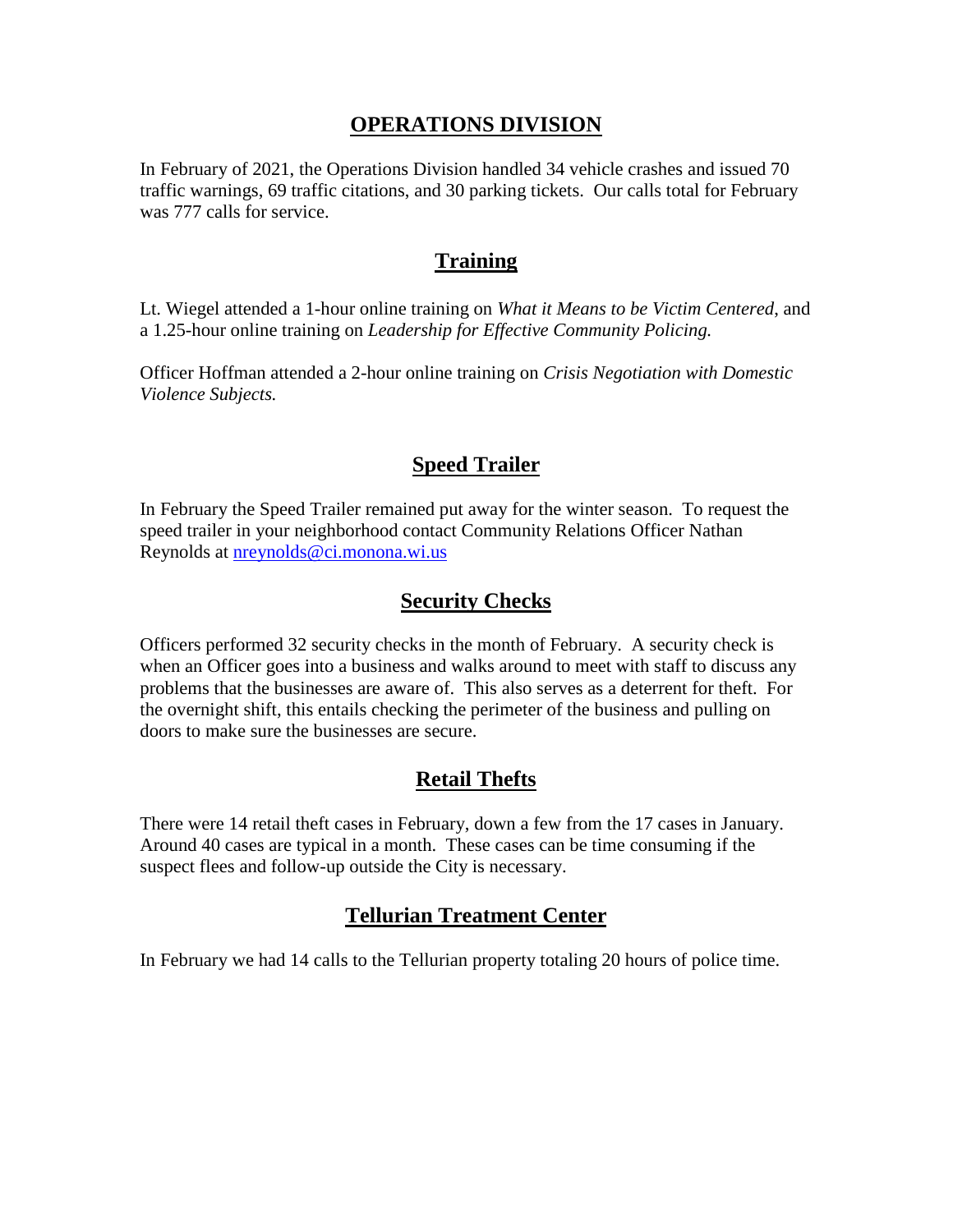# OPERATIONS DIVISION

In February of 2021, the Operations Division handled 34 vehicle crashes and issued 70 traffic warnings, 69 traffic citations, and 30 parking tickets. Our calls total for February was 777 calls for service.

## Training

Lt. Wiegel attended a 1-hour online training on *What it Means to be Victim Centered*, and a 1.25-hour online training on *Leadership for Effective Community Policing.*

Officer Hoffman attended a 2-hour online training on *Crisis Negotiation with Domestic Violence Subjects.*

## Speed Trailer

In February the Speed Trailer remained put away for the winter season. To request the speed trailer in your neighborhood contact Community Relations Officer Nathan Reynolds at [nreynolds@ci.monona.wi.us](mailto:nreynolds@ci.monona.wi.us)

## Security Checks

Officers performed 32 security checks in the month of February. A security check is when an Officer goes into a business and walks around to meet with staff to discuss any problems that the businesses are aware of. This also serves as a deterrent for theft. For the overnight shift, this entails checking the perimeter of the business and pulling on doors to make sure the businesses are secure.

## Retail Thefts

There were 14 retail theft cases in February, down a few from the 17 cases in January. Around 40 cases are typical in a month. These cases can be time consuming if the suspect flees and follow-up outside the City is necessary.

## Tellurian Treatment Center

In February we had 14 calls to the Tellurian property totaling 20 hours of police time.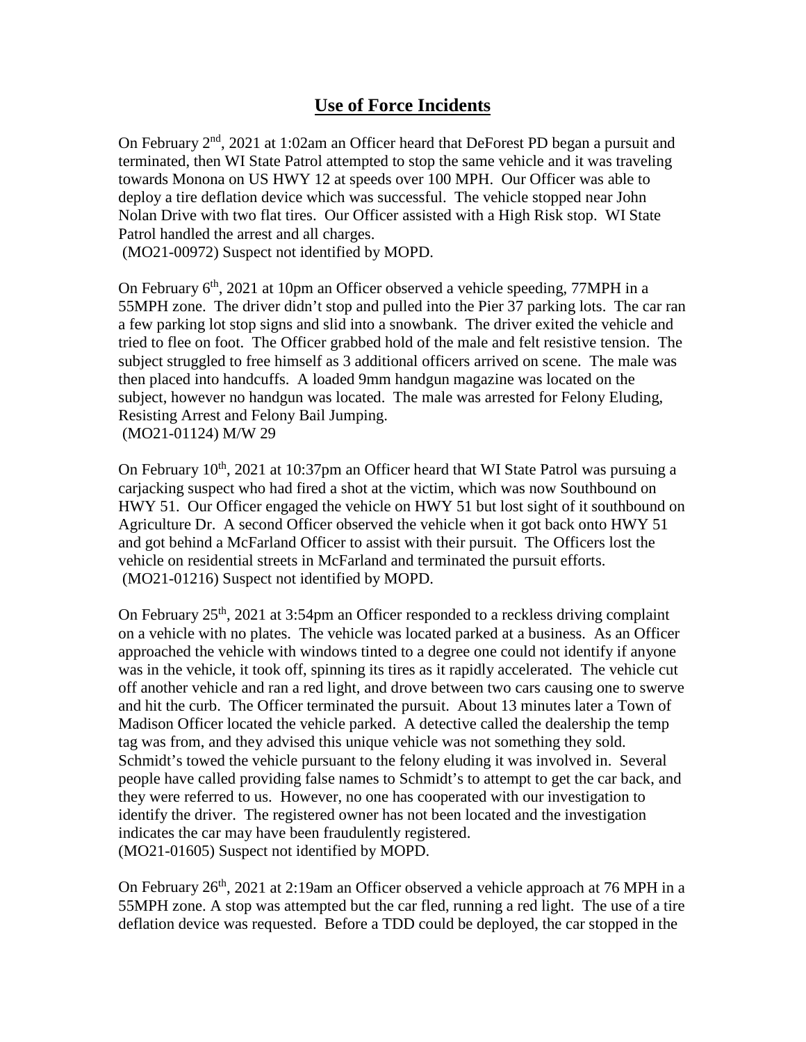## Use of Force Incidents

On February 2nd, 2021 at 1:02am an Officer heard that DeForest PD began a pursuit and terminated, then WI State Patrol attempted to stop the same vehicle and it was traveling towards Monona on US HWY 12 at speeds over 100 MPH. Our Officer was able to deploy a tire deflation device which was successful. The vehicle stopped near John Nolan Drive with two flat tires. Our Officer assisted with a High Risk stop. WI State Patrol handled the arrest and all charges.
(MO21-00972) Suspect not identified by MOPD.

On February 6th, 2021 at 10pm an Officer observed a vehicle speeding, 77MPH in a 55MPH zone. The driver didn't stop and pulled into the Pier 37 parking lots. The car ran a few parking lot stop signs and slid into a snowbank. The driver exited the vehicle and tried to flee on foot. The Officer grabbed hold of the male and felt resistive tension. The subject struggled to free himself as 3 additional officers arrived on scene. The male was then placed into handcuffs. A loaded 9mm handgun magazine was located on the subject, however no handgun was located. The male was arrested for Felony Eluding, Resisting Arrest and Felony Bail Jumping.
(MO21-01124) M/W 29

On February 10th, 2021 at 10:37pm an Officer heard that WI State Patrol was pursuing a carjacking suspect who had fired a shot at the victim, which was now Southbound on HWY 51. Our Officer engaged the vehicle on HWY 51 but lost sight of it southbound on Agriculture Dr. A second Officer observed the vehicle when it got back onto HWY 51 and got behind a McFarland Officer to assist with their pursuit. The Officers lost the vehicle on residential streets in McFarland and terminated the pursuit efforts.
(MO21-01216) Suspect not identified by MOPD.

On February 25th, 2021 at 3:54pm an Officer responded to a reckless driving complaint on a vehicle with no plates. The vehicle was located parked at a business. As an Officer approached the vehicle with windows tinted to a degree one could not identify if anyone was in the vehicle, it took off, spinning its tires as it rapidly accelerated. The vehicle cut off another vehicle and ran a red light, and drove between two cars causing one to swerve and hit the curb. The Officer terminated the pursuit. About 13 minutes later a Town of Madison Officer located the vehicle parked. A detective called the dealership the temp tag was from, and they advised this unique vehicle was not something they sold. Schmidt's towed the vehicle pursuant to the felony eluding it was involved in. Several people have called providing false names to Schmidt's to attempt to get the car back, and they were referred to us. However, no one has cooperated with our investigation to identify the driver. The registered owner has not been located and the investigation indicates the car may have been fraudulently registered.
(MO21-01605) Suspect not identified by MOPD.

On February 26th, 2021 at 2:19am an Officer observed a vehicle approach at 76 MPH in a 55MPH zone. A stop was attempted but the car fled, running a red light. The use of a tire deflation device was requested. Before a TDD could be deployed, the car stopped in the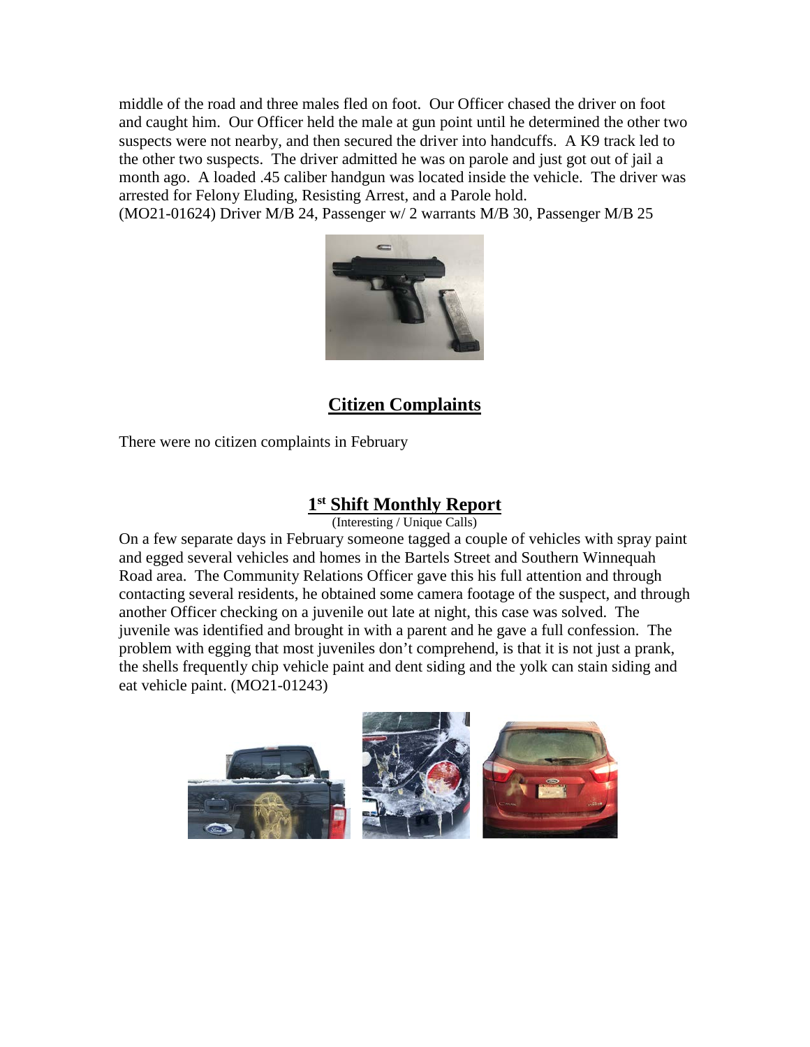middle of the road and three males fled on foot. Our Officer chased the driver on foot and caught him. Our Officer held the male at gun point until he determined the other two suspects were not nearby, and then secured the driver into handcuffs. A K9 track led to the other two suspects. The driver admitted he was on parole and just got out of jail a month ago. A loaded .45 caliber handgun was located inside the vehicle. The driver was arrested for Felony Eluding, Resisting Arrest, and a Parole hold.
(MO21-01624) Driver M/B 24, Passenger w/ 2 warrants M/B 30, Passenger M/B 25

## Citizen Complaints

There were no citizen complaints in February

## 1st Shift Monthly Report

(Interesting / Unique Calls)

On a few separate days in February someone tagged a couple of vehicles with spray paint and egged several vehicles and homes in the Bartels Street and Southern Winnequah Road area. The Community Relations Officer gave this his full attention and through contacting several residents, he obtained some camera footage of the suspect, and through another Officer checking on a juvenile out late at night, this case was solved. The juvenile was identified and brought in with a parent and he gave a full confession. The problem with egging that most juveniles don't comprehend, is that it is not just a prank, the shells frequently chip vehicle paint and dent siding and the yolk can stain siding and eat vehicle paint. (MO21-01243)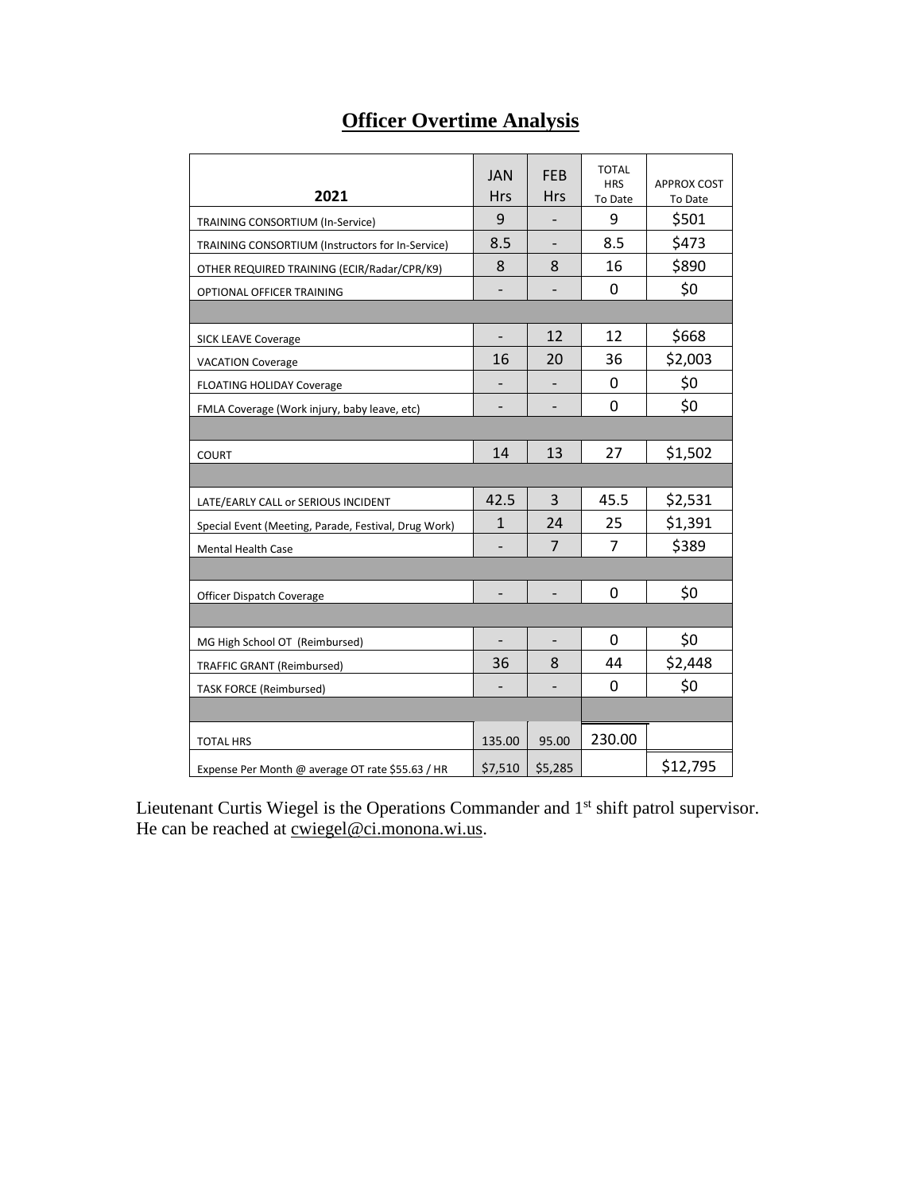# **Officer Overtime Analysis**

| 2021 | JAN Hrs | FEB Hrs | TOTAL HRS To Date | APPROX COST To Date |
|---|---|---|---|---|
| TRAINING CONSORTIUM (In-Service) | 9 | - | 9 | $501 |
| TRAINING CONSORTIUM (Instructors for In-Service) | 8.5 | - | 8.5 | $473 |
| OTHER REQUIRED TRAINING (ECIR/Radar/CPR/K9) | 8 | 8 | 16 | $890 |
| OPTIONAL OFFICER TRAINING | - | - | 0 | $0 |
| | | | | |
| SICK LEAVE Coverage | - | 12 | 12 | $668 |
| VACATION Coverage | 16 | 20 | 36 | $2,003 |
| FLOATING HOLIDAY Coverage | - | - | 0 | $0 |
| FMLA Coverage (Work injury, baby leave, etc) | - | - | 0 | $0 |
| | | | | |
| COURT | 14 | 13 | 27 | $1,502 |
| | | | | |
| LATE/EARLY CALL or SERIOUS INCIDENT | 42.5 | 3 | 45.5 | $2,531 |
| Special Event (Meeting, Parade, Festival, Drug Work) | 1 | 24 | 25 | $1,391 |
| Mental Health Case | - | 7 | 7 | $389 |
| | | | | |
| Officer Dispatch Coverage | - | - | 0 | $0 |
| | | | | |
| MG High School OT (Reimbursed) | - | - | 0 | $0 |
| TRAFFIC GRANT (Reimbursed) | 36 | 8 | 44 | $2,448 |
| TASK FORCE (Reimbursed) | - | - | 0 | $0 |
| | | | | |
| TOTAL HRS | 135.00 | 95.00 | 230.00 | |
| Expense Per Month @ average OT rate $55.63 / HR | $7,510 | $5,285 | | $12,795 |

Lieutenant Curtis Wiegel is the Operations Commander and 1st shift patrol supervisor. He can be reached at cwiegel@ci.monona.wi.us.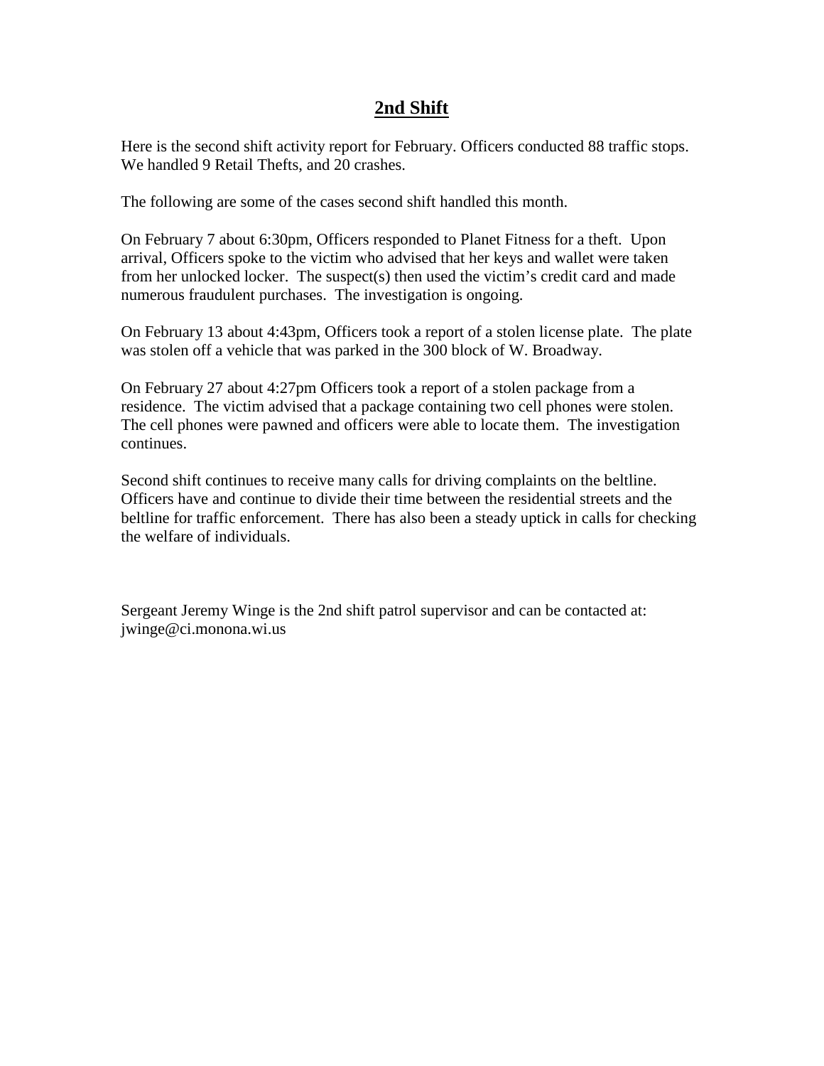## 2nd Shift

Here is the second shift activity report for February. Officers conducted 88 traffic stops. We handled 9 Retail Thefts, and 20 crashes.

The following are some of the cases second shift handled this month.

On February 7 about 6:30pm, Officers responded to Planet Fitness for a theft. Upon arrival, Officers spoke to the victim who advised that her keys and wallet were taken from her unlocked locker. The suspect(s) then used the victim's credit card and made numerous fraudulent purchases. The investigation is ongoing.

On February 13 about 4:43pm, Officers took a report of a stolen license plate. The plate was stolen off a vehicle that was parked in the 300 block of W. Broadway.

On February 27 about 4:27pm Officers took a report of a stolen package from a residence. The victim advised that a package containing two cell phones were stolen. The cell phones were pawned and officers were able to locate them. The investigation continues.

Second shift continues to receive many calls for driving complaints on the beltline. Officers have and continue to divide their time between the residential streets and the beltline for traffic enforcement. There has also been a steady uptick in calls for checking the welfare of individuals.

Sergeant Jeremy Winge is the 2nd shift patrol supervisor and can be contacted at: jwinge@ci.monona.wi.us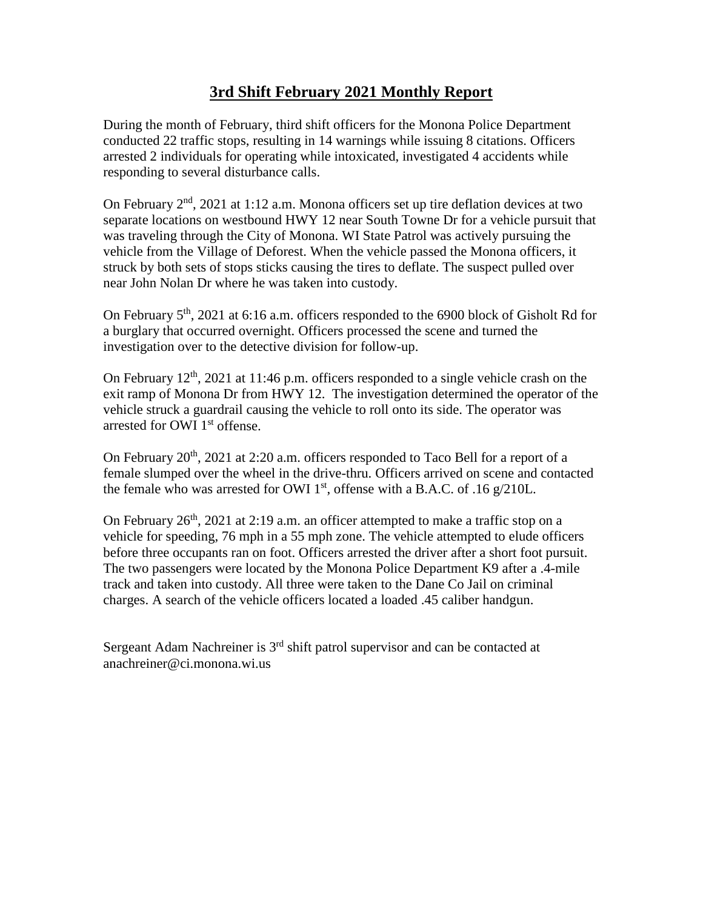# 3rd Shift February 2021 Monthly Report

During the month of February, third shift officers for the Monona Police Department conducted 22 traffic stops, resulting in 14 warnings while issuing 8 citations. Officers arrested 2 individuals for operating while intoxicated, investigated 4 accidents while responding to several disturbance calls.

On February 2nd, 2021 at 1:12 a.m. Monona officers set up tire deflation devices at two separate locations on westbound HWY 12 near South Towne Dr for a vehicle pursuit that was traveling through the City of Monona. WI State Patrol was actively pursuing the vehicle from the Village of Deforest. When the vehicle passed the Monona officers, it struck by both sets of stops sticks causing the tires to deflate. The suspect pulled over near John Nolan Dr where he was taken into custody.

On February 5th, 2021 at 6:16 a.m. officers responded to the 6900 block of Gisholt Rd for a burglary that occurred overnight. Officers processed the scene and turned the investigation over to the detective division for follow-up.

On February 12th, 2021 at 11:46 p.m. officers responded to a single vehicle crash on the exit ramp of Monona Dr from HWY 12. The investigation determined the operator of the vehicle struck a guardrail causing the vehicle to roll onto its side. The operator was arrested for OWI 1st offense.

On February 20th, 2021 at 2:20 a.m. officers responded to Taco Bell for a report of a female slumped over the wheel in the drive-thru. Officers arrived on scene and contacted the female who was arrested for OWI 1st, offense with a B.A.C. of .16 g/210L.

On February 26th, 2021 at 2:19 a.m. an officer attempted to make a traffic stop on a vehicle for speeding, 76 mph in a 55 mph zone. The vehicle attempted to elude officers before three occupants ran on foot. Officers arrested the driver after a short foot pursuit. The two passengers were located by the Monona Police Department K9 after a .4-mile track and taken into custody. All three were taken to the Dane Co Jail on criminal charges. A search of the vehicle officers located a loaded .45 caliber handgun.

Sergeant Adam Nachreiner is 3rd shift patrol supervisor and can be contacted at anachreiner@ci.monona.wi.us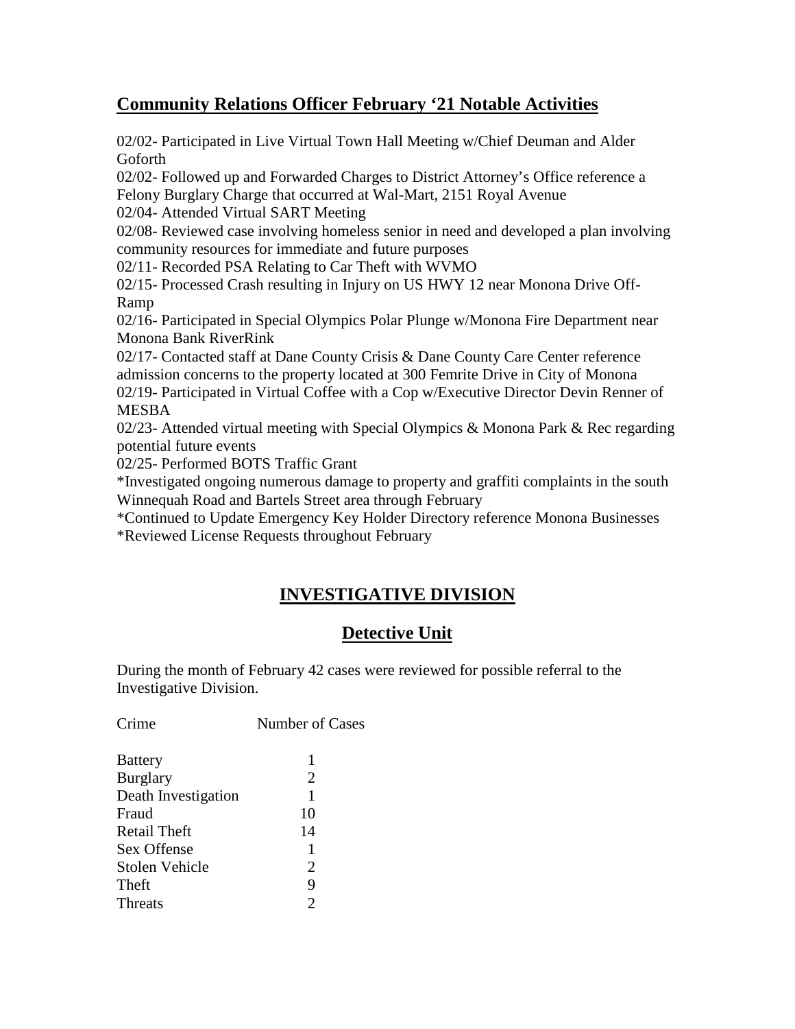## **Community Relations Officer February '21 Notable Activities**

02/02- Participated in Live Virtual Town Hall Meeting w/Chief Deuman and Alder Goforth
02/02- Followed up and Forwarded Charges to District Attorney's Office reference a Felony Burglary Charge that occurred at Wal-Mart, 2151 Royal Avenue
02/04- Attended Virtual SART Meeting
02/08- Reviewed case involving homeless senior in need and developed a plan involving community resources for immediate and future purposes
02/11- Recorded PSA Relating to Car Theft with WVMO
02/15- Processed Crash resulting in Injury on US HWY 12 near Monona Drive Off-Ramp
02/16- Participated in Special Olympics Polar Plunge w/Monona Fire Department near Monona Bank RiverRink
02/17- Contacted staff at Dane County Crisis & Dane County Care Center reference admission concerns to the property located at 300 Femrite Drive in City of Monona
02/19- Participated in Virtual Coffee with a Cop w/Executive Director Devin Renner of MESBA
02/23- Attended virtual meeting with Special Olympics & Monona Park & Rec regarding potential future events
02/25- Performed BOTS Traffic Grant
*Investigated ongoing numerous damage to property and graffiti complaints in the south Winnequah Road and Bartels Street area through February
*Continued to Update Emergency Key Holder Directory reference Monona Businesses
*Reviewed License Requests throughout February

# **INVESTIGATIVE DIVISION**

## **Detective Unit**

During the month of February 42 cases were reviewed for possible referral to the Investigative Division.

| Crime | Number of Cases |
|---|---|
| Battery | 1 |
| Burglary | 2 |
| Death Investigation | 1 |
| Fraud | 10 |
| Retail Theft | 14 |
| Sex Offense | 1 |
| Stolen Vehicle | 2 |
| Theft | 9 |
| Threats | 2 |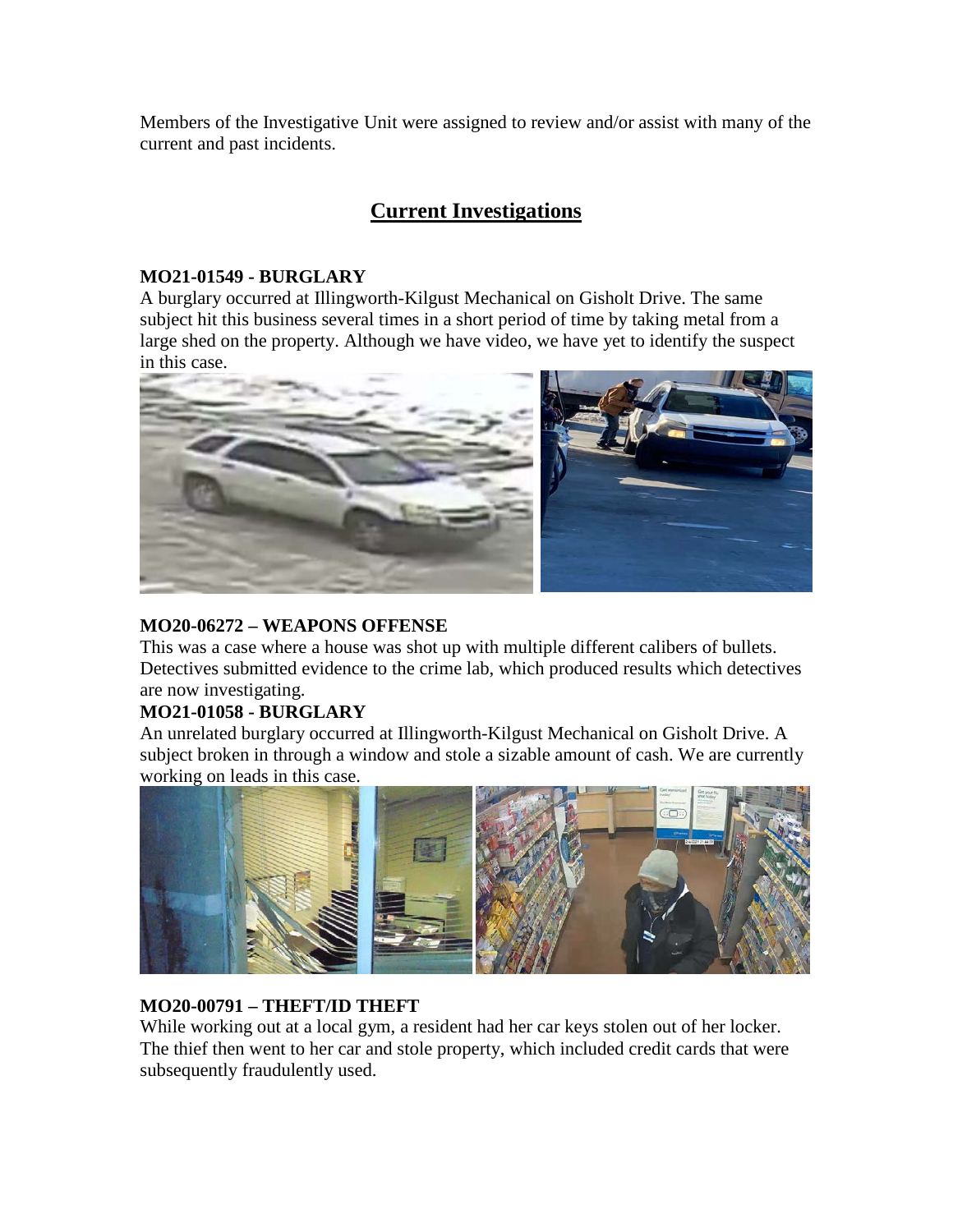Members of the Investigative Unit were assigned to review and/or assist with many of the current and past incidents.

## Current Investigations

**MO21-01549 - BURGLARY**

A burglary occurred at Illingworth-Kilgust Mechanical on Gisholt Drive. The same subject hit this business several times in a short period of time by taking metal from a large shed on the property. Although we have video, we have yet to identify the suspect in this case.

**MO20-06272 – WEAPONS OFFENSE**

This was a case where a house was shot up with multiple different calibers of bullets. Detectives submitted evidence to the crime lab, which produced results which detectives are now investigating.

**MO21-01058 - BURGLARY**

An unrelated burglary occurred at Illingworth-Kilgust Mechanical on Gisholt Drive. A subject broken in through a window and stole a sizable amount of cash. We are currently working on leads in this case.

**MO20-00791 – THEFT/ID THEFT**

While working out at a local gym, a resident had her car keys stolen out of her locker. The thief then went to her car and stole property, which included credit cards that were subsequently fraudulently used.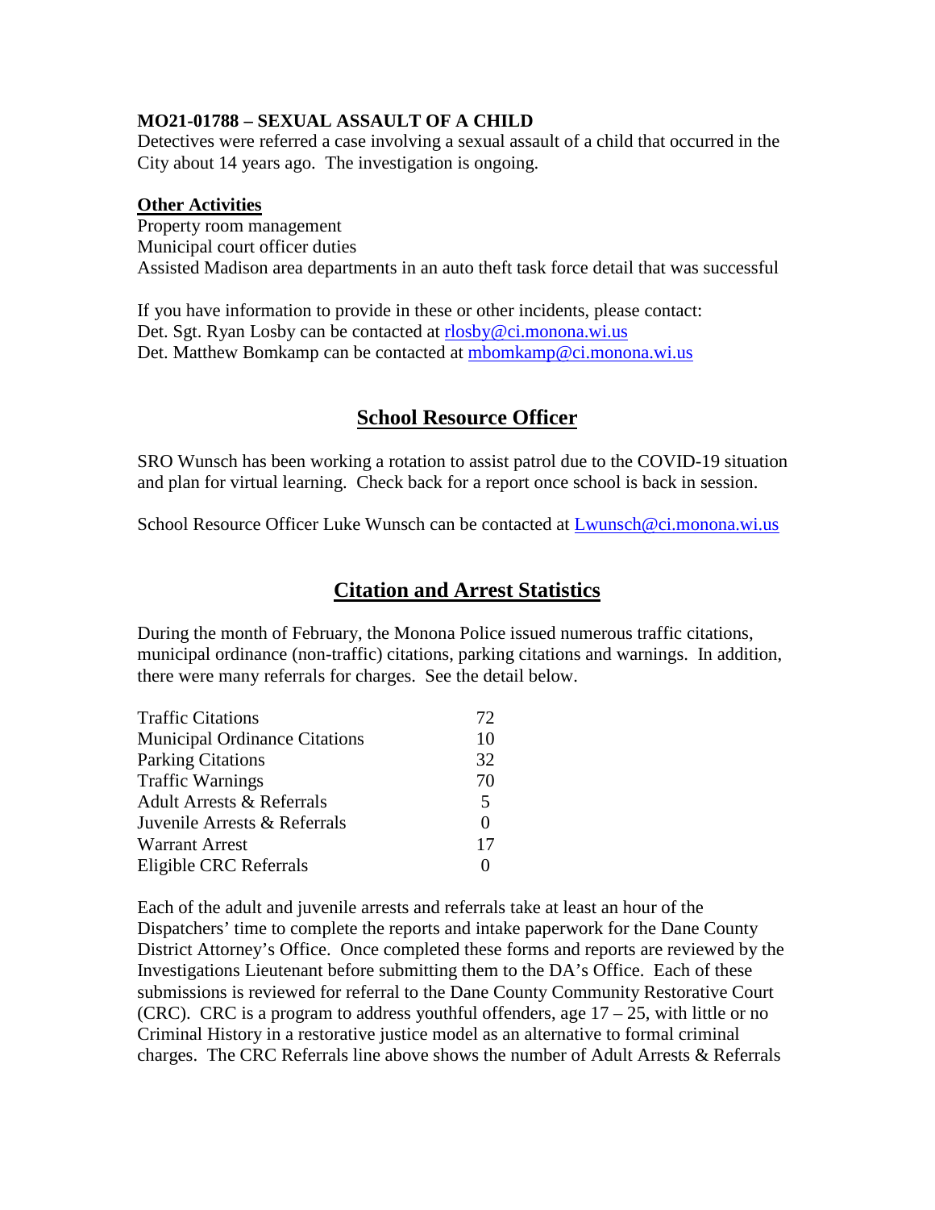**MO21-01788 – SEXUAL ASSAULT OF A CHILD**
Detectives were referred a case involving a sexual assault of a child that occurred in the City about 14 years ago. The investigation is ongoing.

**Other Activities**

Property room management
Municipal court officer duties
Assisted Madison area departments in an auto theft task force detail that was successful

If you have information to provide in these or other incidents, please contact:
Det. Sgt. Ryan Losby can be contacted at rlosby@ci.monona.wi.us
Det. Matthew Bomkamp can be contacted at mbomkamp@ci.monona.wi.us

## School Resource Officer

SRO Wunsch has been working a rotation to assist patrol due to the COVID-19 situation and plan for virtual learning. Check back for a report once school is back in session.

School Resource Officer Luke Wunsch can be contacted at Lwunsch@ci.monona.wi.us

## Citation and Arrest Statistics

During the month of February, the Monona Police issued numerous traffic citations, municipal ordinance (non-traffic) citations, parking citations and warnings. In addition, there were many referrals for charges. See the detail below.

| | |
|---|---|
| Traffic Citations | 72 |
| Municipal Ordinance Citations | 10 |
| Parking Citations | 32 |
| Traffic Warnings | 70 |
| Adult Arrests & Referrals | 5 |
| Juvenile Arrests & Referrals | 0 |
| Warrant Arrest | 17 |
| Eligible CRC Referrals | 0 |

Each of the adult and juvenile arrests and referrals take at least an hour of the Dispatchers' time to complete the reports and intake paperwork for the Dane County District Attorney's Office. Once completed these forms and reports are reviewed by the Investigations Lieutenant before submitting them to the DA's Office. Each of these submissions is reviewed for referral to the Dane County Community Restorative Court (CRC). CRC is a program to address youthful offenders, age 17 – 25, with little or no Criminal History in a restorative justice model as an alternative to formal criminal charges. The CRC Referrals line above shows the number of Adult Arrests & Referrals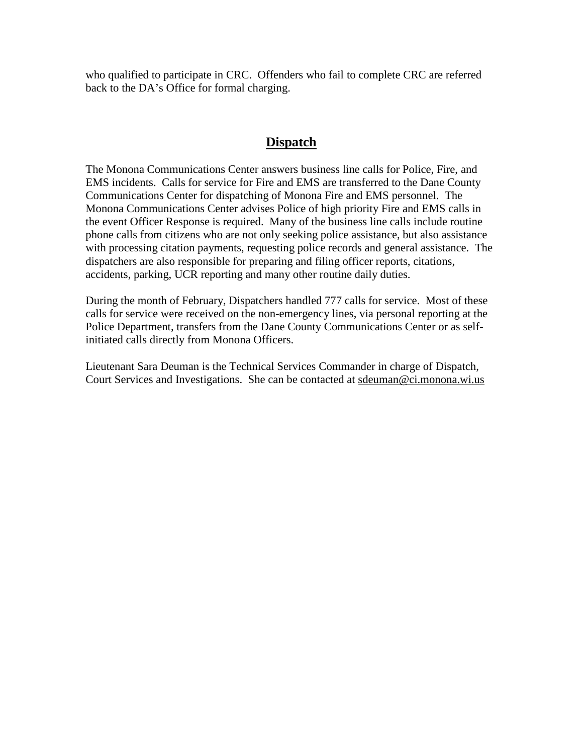who qualified to participate in CRC. Offenders who fail to complete CRC are referred back to the DA's Office for formal charging.

## Dispatch

The Monona Communications Center answers business line calls for Police, Fire, and EMS incidents. Calls for service for Fire and EMS are transferred to the Dane County Communications Center for dispatching of Monona Fire and EMS personnel. The Monona Communications Center advises Police of high priority Fire and EMS calls in the event Officer Response is required. Many of the business line calls include routine phone calls from citizens who are not only seeking police assistance, but also assistance with processing citation payments, requesting police records and general assistance. The dispatchers are also responsible for preparing and filing officer reports, citations, accidents, parking, UCR reporting and many other routine daily duties.

During the month of February, Dispatchers handled 777 calls for service. Most of these calls for service were received on the non-emergency lines, via personal reporting at the Police Department, transfers from the Dane County Communications Center or as self-initiated calls directly from Monona Officers.

Lieutenant Sara Deuman is the Technical Services Commander in charge of Dispatch, Court Services and Investigations. She can be contacted at sdeuman@ci.monona.wi.us